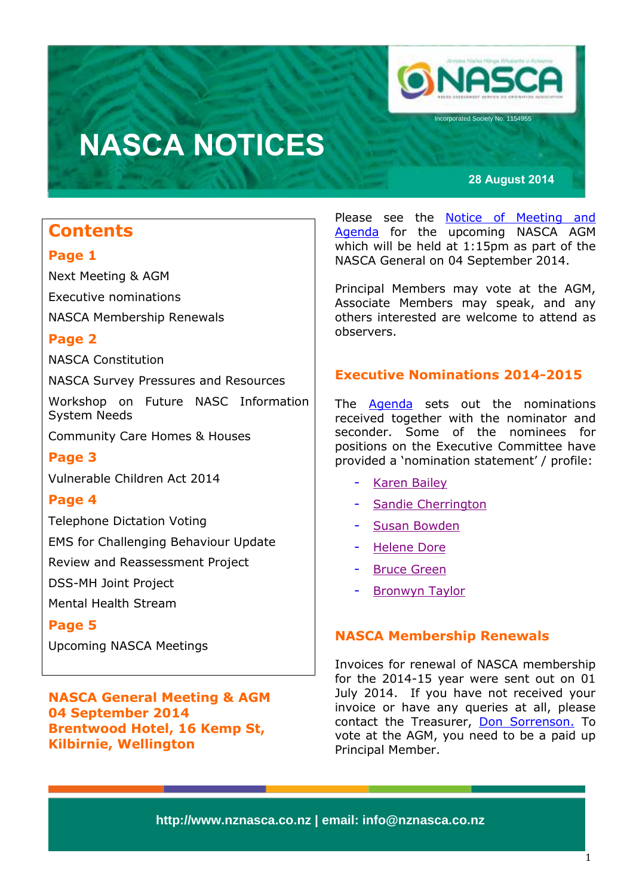# NASCA NOTICES

Incorporated Society No: 1154955

**28 August 2014**

## Contents

**Page 1**

Next Meeting & AGM

Executive nominations

NASCA Membership Renewals

**Page 2**

NASCA Constitution

NASCA Survey Pressures and Resources

Workshop on Future NASC Information System Needs

Community Care Homes & Houses

**Page 3**

Vulnerable Children Act 2014

**Page 4**

Telephone Dictation Voting

EMS for Challenging Behaviour Update

Review and Reassessment Project

DSS-MH Joint Project

Mental Health Stream

**Page 5**

Upcoming NASCA Meetings

## NASCA General Meeting & AGM 04 September 2014 Brentwood Hotel, 16 Kemp St, Kilbirnie, Wellington

Please see the Notice of Meeting and Agenda for the upcoming NASCA AGM which will be held at 1:15pm as part of the NASCA General on 04 September 2014.

Principal Members may vote at the AGM, Associate Members may speak, and any others interested are welcome to attend as observers.

## Executive Nominations 2014-2015

The Agenda sets out the nominations received together with the nominator and seconder. Some of the nominees for positions on the Executive Committee have provided a 'nomination statement' / profile:

- Karen Bailey
- Sandie Cherrington
- Susan Bowden
- Helene Dore
- Bruce Green
- Bronwyn Taylor

## NASCA Membership Renewals

Invoices for renewal of NASCA membership for the 2014-15 year were sent out on 01 July 2014. If you have not received your invoice or have any queries at all, please contact the Treasurer, Don Sorrenson. To vote at the AGM, you need to be a paid up Principal Member.

http://www.nznasca.co.nz | email: info@nznasca.co.nz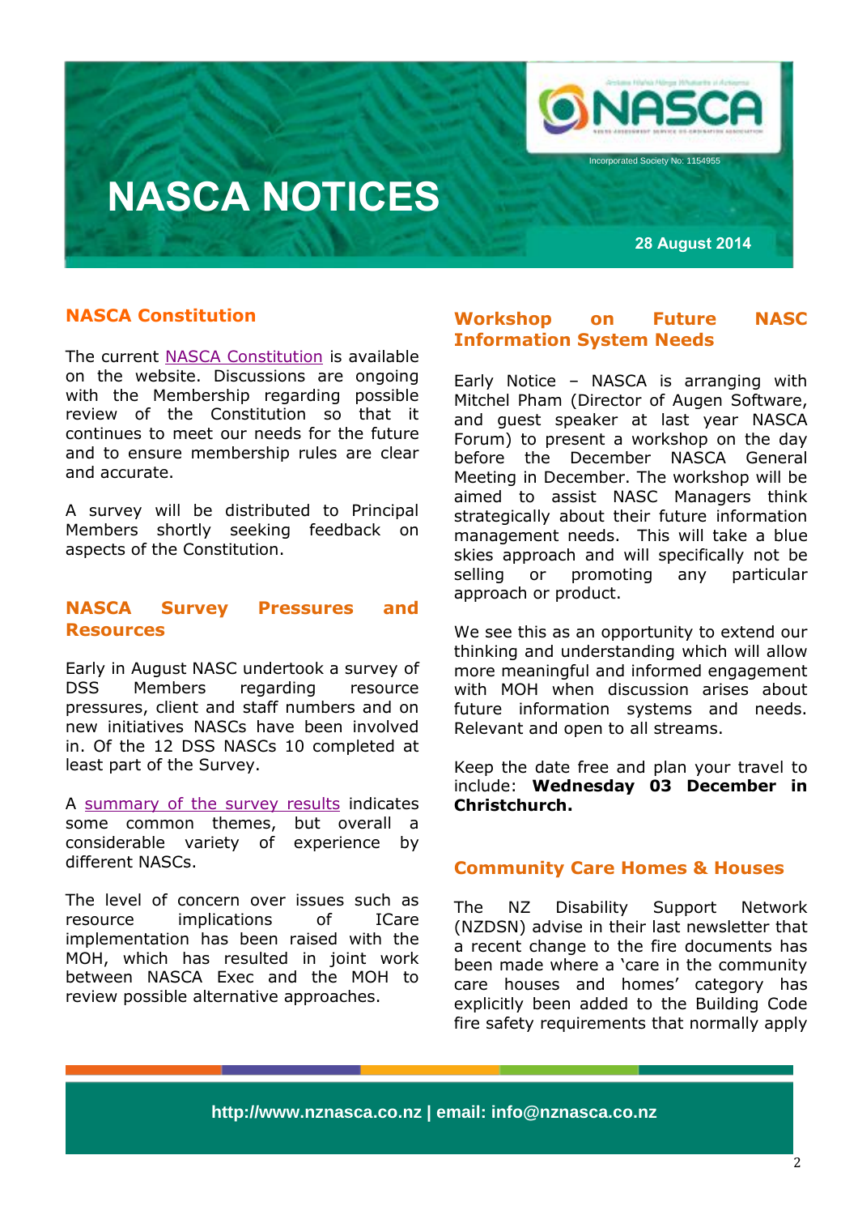# NASCA NOTICES

Incorporated Society No: 1154955

**28 August 2014**

## NASCA Constitution

The current NASCA Constitution is available on the website. Discussions are ongoing with the Membership regarding possible review of the Constitution so that it continues to meet our needs for the future and to ensure membership rules are clear and accurate.

A survey will be distributed to Principal Members shortly seeking feedback on aspects of the Constitution.

## NASCA Survey Pressures and Resources

Early in August NASC undertook a survey of DSS Members regarding resource pressures, client and staff numbers and on new initiatives NASCs have been involved in. Of the 12 DSS NASCs 10 completed at least part of the Survey.

A summary of the survey results indicates some common themes, but overall a considerable variety of experience by different NASCs.

The level of concern over issues such as resource implications of ICare implementation has been raised with the MOH, which has resulted in joint work between NASCA Exec and the MOH to review possible alternative approaches.

## Workshop on Future NASC Information System Needs

Early Notice – NASCA is arranging with Mitchel Pham (Director of Augen Software, and guest speaker at last year NASCA Forum) to present a workshop on the day before the December NASCA General Meeting in December. The workshop will be aimed to assist NASC Managers think strategically about their future information management needs. This will take a blue skies approach and will specifically not be selling or promoting any particular approach or product.

We see this as an opportunity to extend our thinking and understanding which will allow more meaningful and informed engagement with MOH when discussion arises about future information systems and needs. Relevant and open to all streams.

Keep the date free and plan your travel to include: **Wednesday 03 December in Christchurch.**

## Community Care Homes & Houses

The NZ Disability Support Network (NZDSN) advise in their last newsletter that a recent change to the fire documents has been made where a 'care in the community care houses and homes' category has explicitly been added to the Building Code fire safety requirements that normally apply

http://www.nznasca.co.nz | email: info@nznasca.co.nz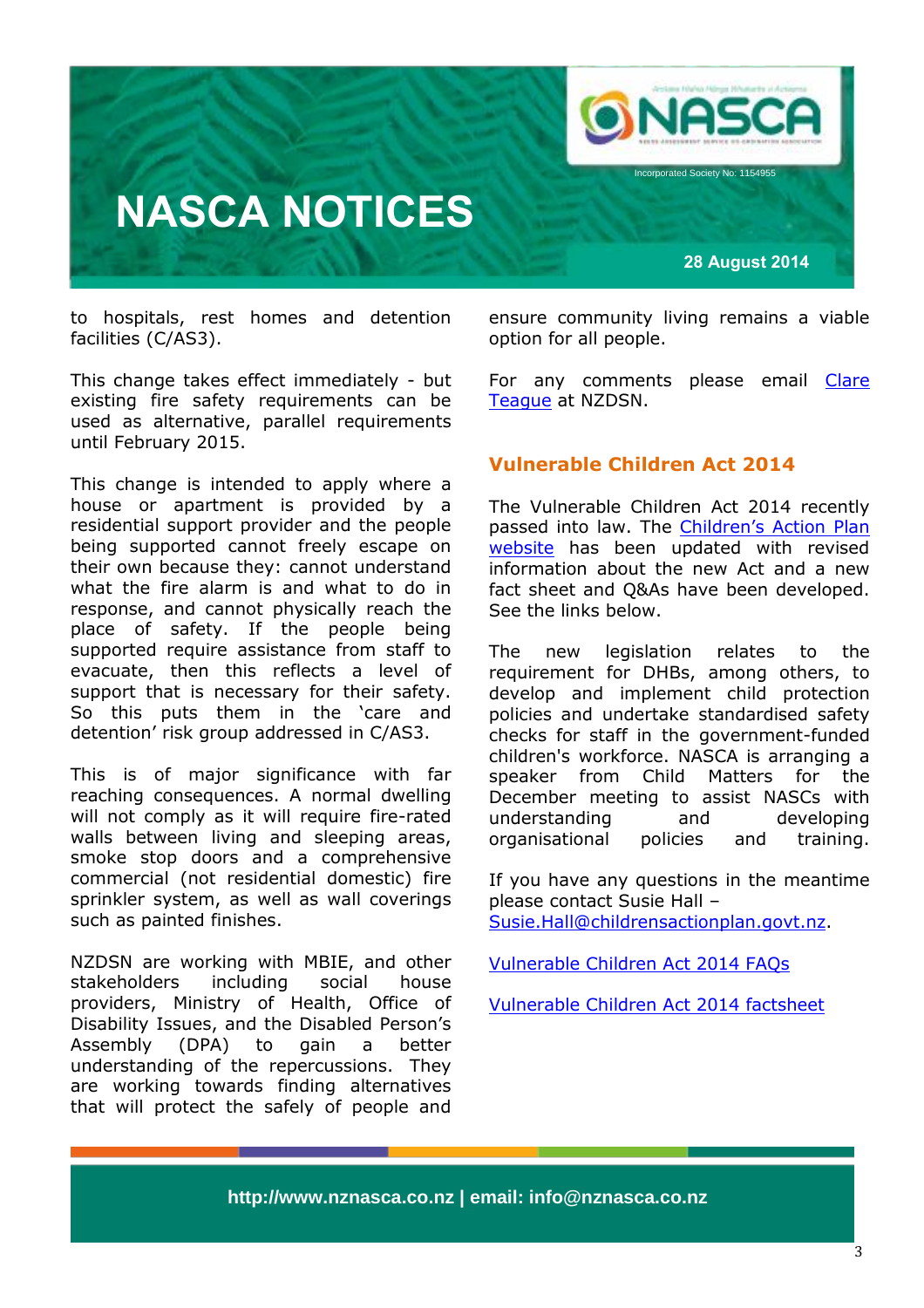to hospitals, rest homes and detention facilities (C/AS3).

This change takes effect immediately - but existing fire safety requirements can be used as alternative, parallel requirements until February 2015.

This change is intended to apply where a house or apartment is provided by a residential support provider and the people being supported cannot freely escape on their own because they: cannot understand what the fire alarm is and what to do in response, and cannot physically reach the place of safety. If the people being supported require assistance from staff to evacuate, then this reflects a level of support that is necessary for their safety. So this puts them in the 'care and detention' risk group addressed in C/AS3.

This is of major significance with far reaching consequences. A normal dwelling will not comply as it will require fire-rated walls between living and sleeping areas, smoke stop doors and a comprehensive commercial (not residential domestic) fire sprinkler system, as well as wall coverings such as painted finishes.

NZDSN are working with MBIE, and other stakeholders including social house providers, Ministry of Health, Office of Disability Issues, and the Disabled Person's Assembly (DPA) to gain a better understanding of the repercussions. They are working towards finding alternatives that will protect the safely of people and ensure community living remains a viable option for all people.

For any comments please email Clare Teague at NZDSN.

## Vulnerable Children Act 2014

The Vulnerable Children Act 2014 recently passed into law. The Children's Action Plan website has been updated with revised information about the new Act and a new fact sheet and Q&As have been developed. See the links below.

The new legislation relates to the requirement for DHBs, among others, to develop and implement child protection policies and undertake standardised safety checks for staff in the government-funded children's workforce. NASCA is arranging a speaker from Child Matters for the December meeting to assist NASCs with understanding and developing organisational policies and training.

If you have any questions in the meantime please contact Susie Hall – Susie.Hall@childrensactionplan.govt.nz.

Vulnerable Children Act 2014 FAQs

Vulnerable Children Act 2014 factsheet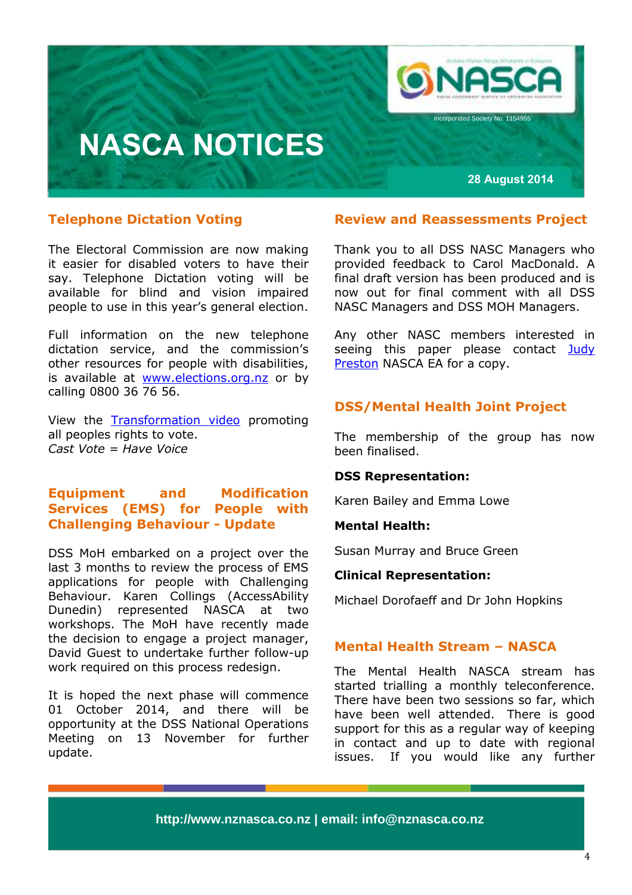# NASCA NOTICES

Incorporated Society No: 1154955

28 August 2014

## Telephone Dictation Voting

The Electoral Commission are now making it easier for disabled voters to have their say. Telephone Dictation voting will be available for blind and vision impaired people to use in this year's general election.

Full information on the new telephone dictation service, and the commission's other resources for people with disabilities, is available at www.elections.org.nz or by calling 0800 36 76 56.

View the Transformation video promoting all peoples rights to vote.
*Cast Vote = Have Voice*

## Equipment and Modification Services (EMS) for People with Challenging Behaviour - Update

DSS MoH embarked on a project over the last 3 months to review the process of EMS applications for people with Challenging Behaviour. Karen Collings (AccessAbility Dunedin) represented NASCA at two workshops. The MoH have recently made the decision to engage a project manager, David Guest to undertake further follow-up work required on this process redesign.

It is hoped the next phase will commence 01 October 2014, and there will be opportunity at the DSS National Operations Meeting on 13 November for further update.

## Review and Reassessments Project

Thank you to all DSS NASC Managers who provided feedback to Carol MacDonald. A final draft version has been produced and is now out for final comment with all DSS NASC Managers and DSS MOH Managers.

Any other NASC members interested in seeing this paper please contact Judy Preston NASCA EA for a copy.

## DSS/Mental Health Joint Project

The membership of the group has now been finalised.

**DSS Representation:**

Karen Bailey and Emma Lowe

**Mental Health:**

Susan Murray and Bruce Green

**Clinical Representation:**

Michael Dorofaeff and Dr John Hopkins

## Mental Health Stream – NASCA

The Mental Health NASCA stream has started trialling a monthly teleconference. There have been two sessions so far, which have been well attended. There is good support for this as a regular way of keeping in contact and up to date with regional issues. If you would like any further

http://www.nznasca.co.nz | email: info@nznasca.co.nz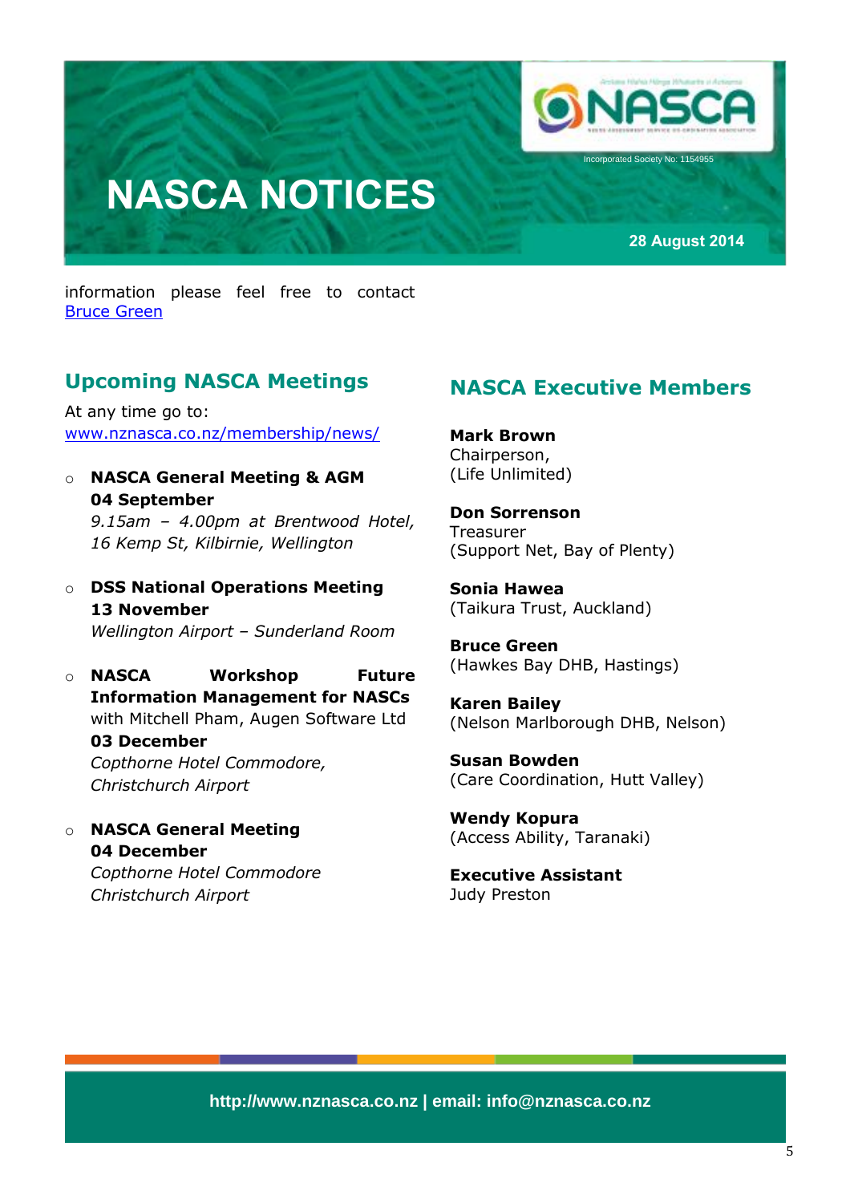information please feel free to contact Bruce Green

## Upcoming NASCA Meetings

At any time go to: www.nznasca.co.nz/membership/news/

- **NASCA General Meeting & AGM**
  **04 September**
  *9.15am – 4.00pm at Brentwood Hotel, 16 Kemp St, Kilbirnie, Wellington*

- **DSS National Operations Meeting**
  **13 November**
  *Wellington Airport – Sunderland Room*

- **NASCA Workshop Future Information Management for NASCs** with Mitchell Pham, Augen Software Ltd
  **03 December**
  *Copthorne Hotel Commodore, Christchurch Airport*

- **NASCA General Meeting**
  **04 December**
  *Copthorne Hotel Commodore Christchurch Airport*

## NASCA Executive Members

**Mark Brown**
Chairperson,
(Life Unlimited)

**Don Sorrenson**
Treasurer
(Support Net, Bay of Plenty)

**Sonia Hawea**
(Taikura Trust, Auckland)

**Bruce Green**
(Hawkes Bay DHB, Hastings)

**Karen Bailey**
(Nelson Marlborough DHB, Nelson)

**Susan Bowden**
(Care Coordination, Hutt Valley)

**Wendy Kopura**
(Access Ability, Taranaki)

**Executive Assistant**
Judy Preston